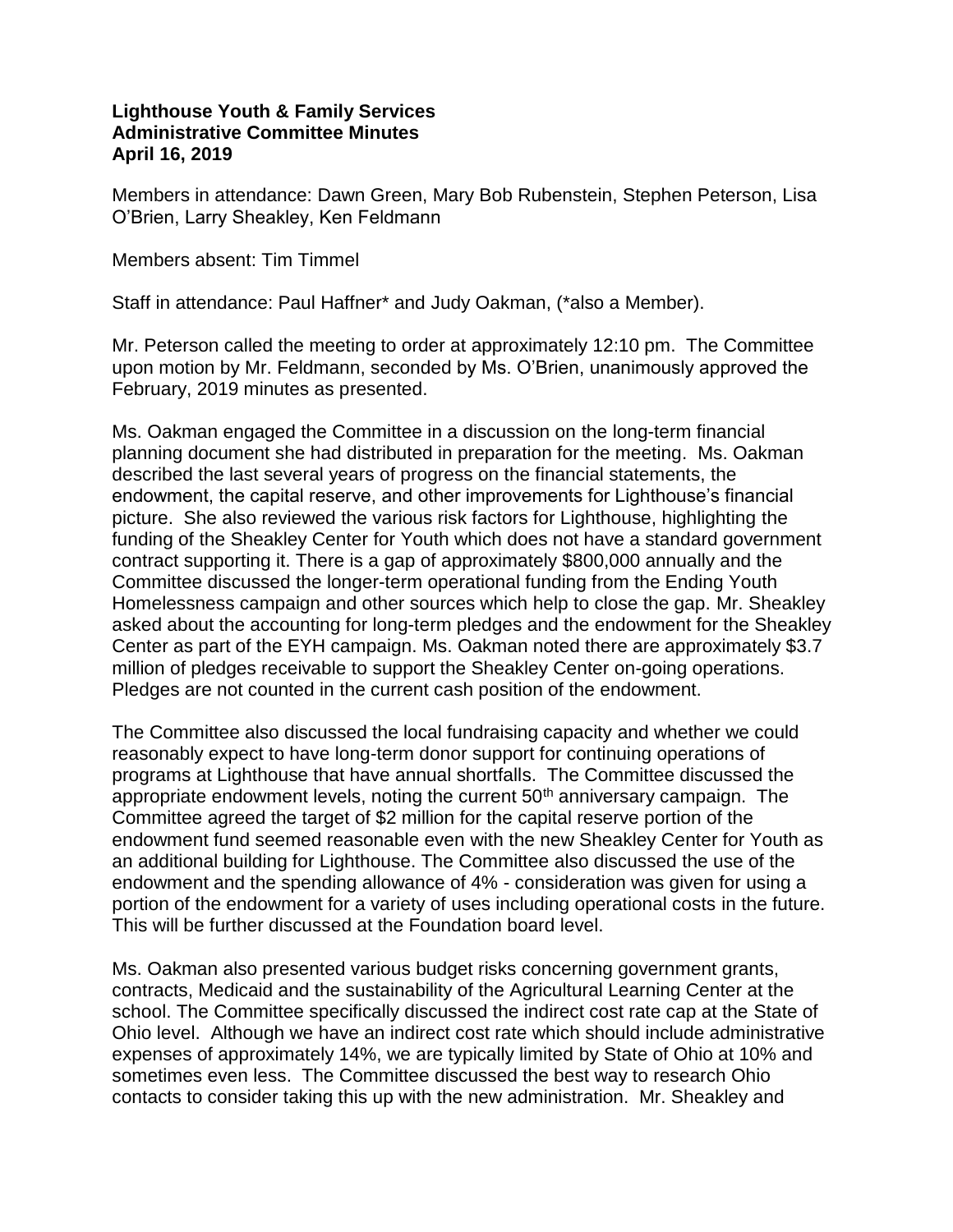**Lighthouse Youth & Family Services**
**Administrative Committee Minutes**
**April 16, 2019**

Members in attendance: Dawn Green, Mary Bob Rubenstein, Stephen Peterson, Lisa O'Brien, Larry Sheakley, Ken Feldmann

Members absent: Tim Timmel

Staff in attendance: Paul Haffner* and Judy Oakman, (*also a Member).

Mr. Peterson called the meeting to order at approximately 12:10 pm. The Committee upon motion by Mr. Feldmann, seconded by Ms. O'Brien, unanimously approved the February, 2019 minutes as presented.

Ms. Oakman engaged the Committee in a discussion on the long-term financial planning document she had distributed in preparation for the meeting. Ms. Oakman described the last several years of progress on the financial statements, the endowment, the capital reserve, and other improvements for Lighthouse's financial picture. She also reviewed the various risk factors for Lighthouse, highlighting the funding of the Sheakley Center for Youth which does not have a standard government contract supporting it. There is a gap of approximately $800,000 annually and the Committee discussed the longer-term operational funding from the Ending Youth Homelessness campaign and other sources which help to close the gap. Mr. Sheakley asked about the accounting for long-term pledges and the endowment for the Sheakley Center as part of the EYH campaign. Ms. Oakman noted there are approximately $3.7 million of pledges receivable to support the Sheakley Center on-going operations. Pledges are not counted in the current cash position of the endowment.

The Committee also discussed the local fundraising capacity and whether we could reasonably expect to have long-term donor support for continuing operations of programs at Lighthouse that have annual shortfalls. The Committee discussed the appropriate endowment levels, noting the current 50th anniversary campaign. The Committee agreed the target of $2 million for the capital reserve portion of the endowment fund seemed reasonable even with the new Sheakley Center for Youth as an additional building for Lighthouse. The Committee also discussed the use of the endowment and the spending allowance of 4% - consideration was given for using a portion of the endowment for a variety of uses including operational costs in the future. This will be further discussed at the Foundation board level.

Ms. Oakman also presented various budget risks concerning government grants, contracts, Medicaid and the sustainability of the Agricultural Learning Center at the school. The Committee specifically discussed the indirect cost rate cap at the State of Ohio level. Although we have an indirect cost rate which should include administrative expenses of approximately 14%, we are typically limited by State of Ohio at 10% and sometimes even less. The Committee discussed the best way to research Ohio contacts to consider taking this up with the new administration. Mr. Sheakley and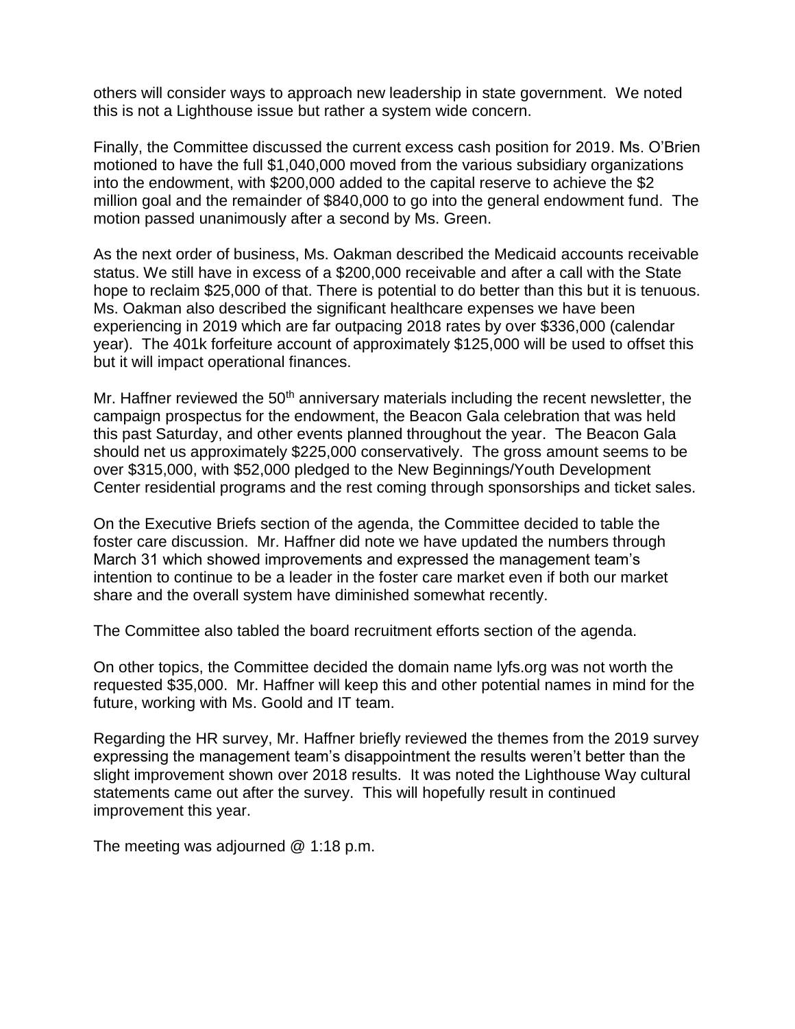others will consider ways to approach new leadership in state government. We noted this is not a Lighthouse issue but rather a system wide concern.

Finally, the Committee discussed the current excess cash position for 2019. Ms. O'Brien motioned to have the full $1,040,000 moved from the various subsidiary organizations into the endowment, with $200,000 added to the capital reserve to achieve the $2 million goal and the remainder of $840,000 to go into the general endowment fund. The motion passed unanimously after a second by Ms. Green.

As the next order of business, Ms. Oakman described the Medicaid accounts receivable status. We still have in excess of a $200,000 receivable and after a call with the State hope to reclaim $25,000 of that. There is potential to do better than this but it is tenuous. Ms. Oakman also described the significant healthcare expenses we have been experiencing in 2019 which are far outpacing 2018 rates by over $336,000 (calendar year). The 401k forfeiture account of approximately $125,000 will be used to offset this but it will impact operational finances.

Mr. Haffner reviewed the 50th anniversary materials including the recent newsletter, the campaign prospectus for the endowment, the Beacon Gala celebration that was held this past Saturday, and other events planned throughout the year. The Beacon Gala should net us approximately $225,000 conservatively. The gross amount seems to be over $315,000, with $52,000 pledged to the New Beginnings/Youth Development Center residential programs and the rest coming through sponsorships and ticket sales.

On the Executive Briefs section of the agenda, the Committee decided to table the foster care discussion. Mr. Haffner did note we have updated the numbers through March 31 which showed improvements and expressed the management team's intention to continue to be a leader in the foster care market even if both our market share and the overall system have diminished somewhat recently.

The Committee also tabled the board recruitment efforts section of the agenda.

On other topics, the Committee decided the domain name lyfs.org was not worth the requested $35,000. Mr. Haffner will keep this and other potential names in mind for the future, working with Ms. Goold and IT team.

Regarding the HR survey, Mr. Haffner briefly reviewed the themes from the 2019 survey expressing the management team's disappointment the results weren't better than the slight improvement shown over 2018 results. It was noted the Lighthouse Way cultural statements came out after the survey. This will hopefully result in continued improvement this year.

The meeting was adjourned @ 1:18 p.m.